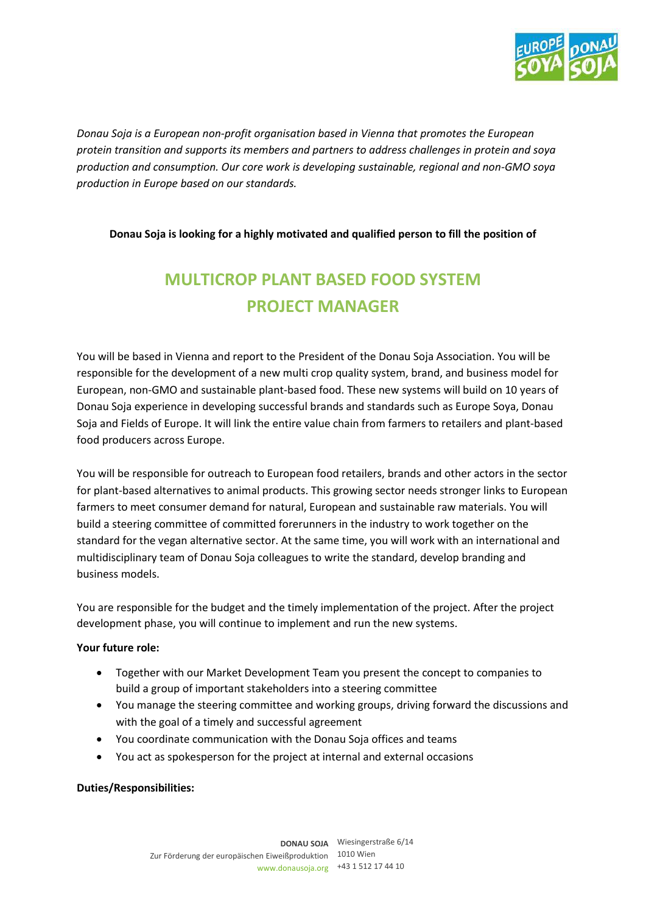*Donau Soja is a European non-profit organisation based in Vienna that promotes the European protein transition and supports its members and partners to address challenges in protein and soya production and consumption. Our core work is developing sustainable, regional and non-GMO soya production in Europe based on our standards.*

**Donau Soja is looking for a highly motivated and qualified person to fill the position of**

# MULTICROP PLANT BASED FOOD SYSTEM PROJECT MANAGER

You will be based in Vienna and report to the President of the Donau Soja Association. You will be responsible for the development of a new multi crop quality system, brand, and business model for European, non-GMO and sustainable plant-based food. These new systems will build on 10 years of Donau Soja experience in developing successful brands and standards such as Europe Soya, Donau Soja and Fields of Europe. It will link the entire value chain from farmers to retailers and plant-based food producers across Europe.

You will be responsible for outreach to European food retailers, brands and other actors in the sector for plant-based alternatives to animal products. This growing sector needs stronger links to European farmers to meet consumer demand for natural, European and sustainable raw materials. You will build a steering committee of committed forerunners in the industry to work together on the standard for the vegan alternative sector. At the same time, you will work with an international and multidisciplinary team of Donau Soja colleagues to write the standard, develop branding and business models.

You are responsible for the budget and the timely implementation of the project. After the project development phase, you will continue to implement and run the new systems.

**Your future role:**

- Together with our Market Development Team you present the concept to companies to build a group of important stakeholders into a steering committee
- You manage the steering committee and working groups, driving forward the discussions and with the goal of a timely and successful agreement
- You coordinate communication with the Donau Soja offices and teams
- You act as spokesperson for the project at internal and external occasions

**Duties/Responsibilities:**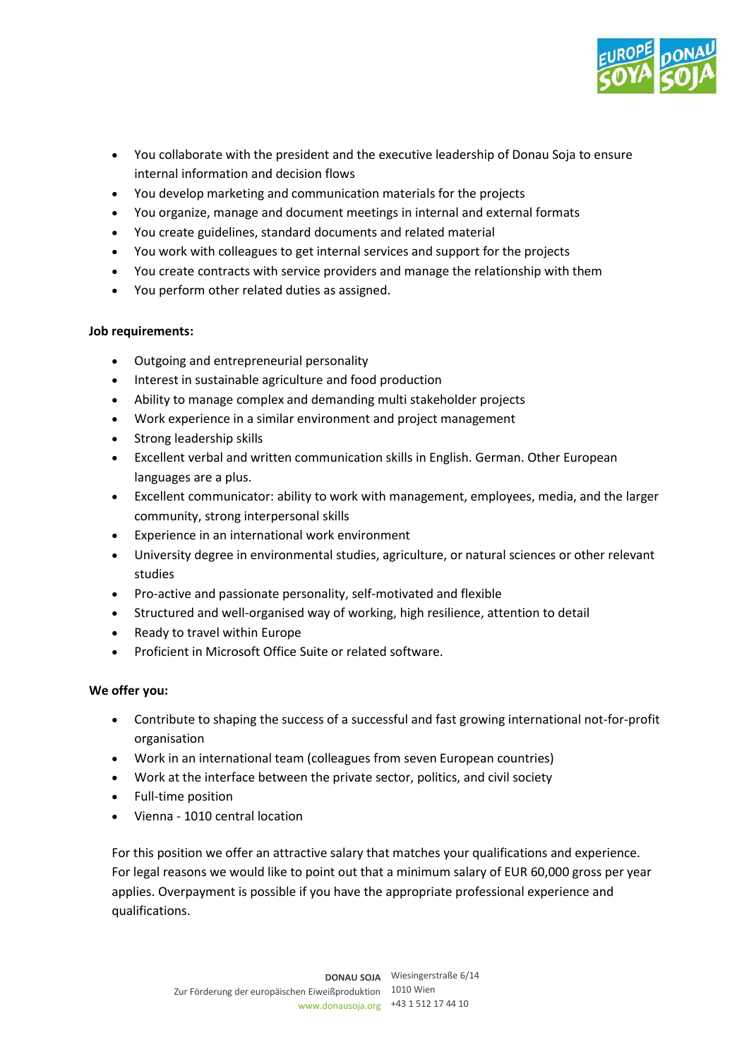- You collaborate with the president and the executive leadership of Donau Soja to ensure internal information and decision flows
- You develop marketing and communication materials for the projects
- You organize, manage and document meetings in internal and external formats
- You create guidelines, standard documents and related material
- You work with colleagues to get internal services and support for the projects
- You create contracts with service providers and manage the relationship with them
- You perform other related duties as assigned.

**Job requirements:**

- Outgoing and entrepreneurial personality
- Interest in sustainable agriculture and food production
- Ability to manage complex and demanding multi stakeholder projects
- Work experience in a similar environment and project management
- Strong leadership skills
- Excellent verbal and written communication skills in English. German. Other European languages are a plus.
- Excellent communicator: ability to work with management, employees, media, and the larger community, strong interpersonal skills
- Experience in an international work environment
- University degree in environmental studies, agriculture, or natural sciences or other relevant studies
- Pro-active and passionate personality, self-motivated and flexible
- Structured and well-organised way of working, high resilience, attention to detail
- Ready to travel within Europe
- Proficient in Microsoft Office Suite or related software.

**We offer you:**

- Contribute to shaping the success of a successful and fast growing international not-for-profit organisation
- Work in an international team (colleagues from seven European countries)
- Work at the interface between the private sector, politics, and civil society
- Full-time position
- Vienna - 1010 central location

For this position we offer an attractive salary that matches your qualifications and experience. For legal reasons we would like to point out that a minimum salary of EUR 60,000 gross per year applies. Overpayment is possible if you have the appropriate professional experience and qualifications.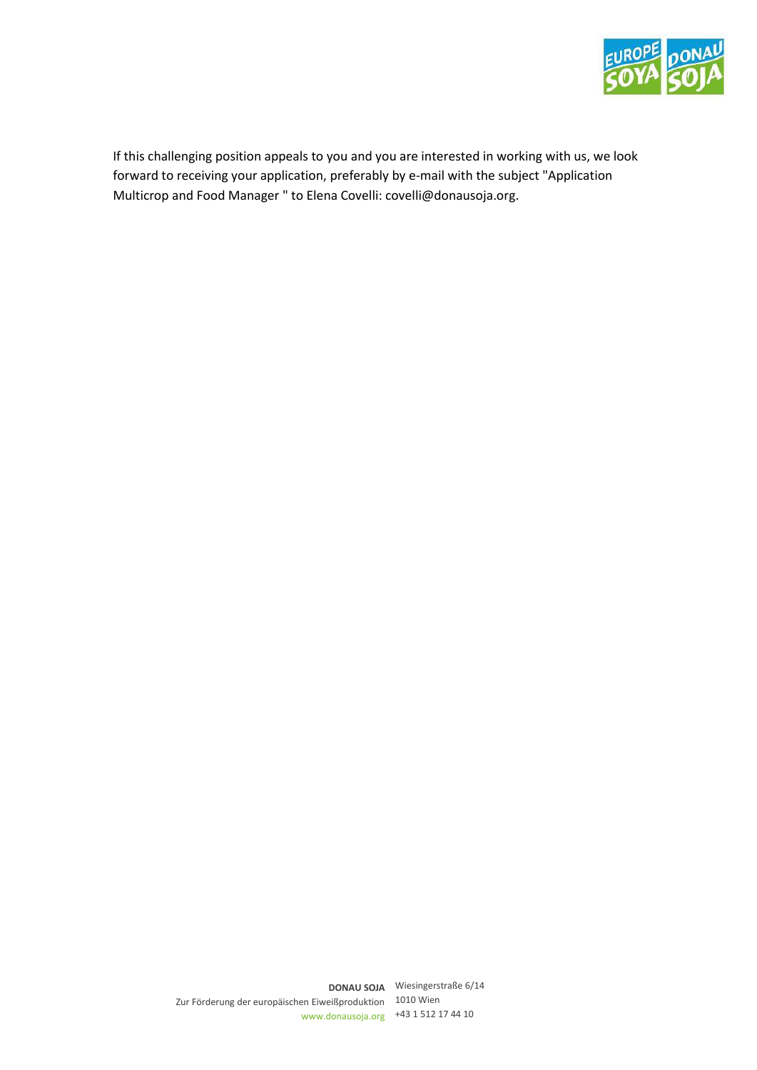If this challenging position appeals to you and you are interested in working with us, we look forward to receiving your application, preferably by e-mail with the subject "Application Multicrop and Food Manager " to Elena Covelli: covelli@donausoja.org.